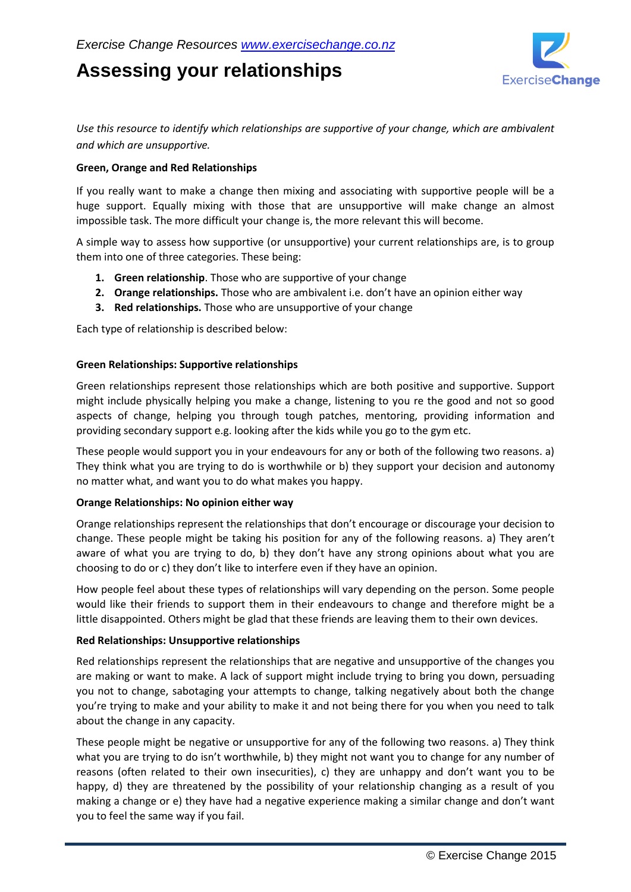Exercise Change Resources www.exercisechange.co.nz

# Assessing your relationships

*Use this resource to identify which relationships are supportive of your change, which are ambivalent and which are unsupportive.*

**Green, Orange and Red Relationships**

If you really want to make a change then mixing and associating with supportive people will be a huge support. Equally mixing with those that are unsupportive will make change an almost impossible task. The more difficult your change is, the more relevant this will become.

A simple way to assess how supportive (or unsupportive) your current relationships are, is to group them into one of three categories. These being:

1. **Green relationship**. Those who are supportive of your change
2. **Orange relationships.** Those who are ambivalent i.e. don't have an opinion either way
3. **Red relationships.** Those who are unsupportive of your change

Each type of relationship is described below:

**Green Relationships: Supportive relationships**

Green relationships represent those relationships which are both positive and supportive. Support might include physically helping you make a change, listening to you re the good and not so good aspects of change, helping you through tough patches, mentoring, providing information and providing secondary support e.g. looking after the kids while you go to the gym etc.

These people would support you in your endeavours for any or both of the following two reasons. a) They think what you are trying to do is worthwhile or b) they support your decision and autonomy no matter what, and want you to do what makes you happy.

**Orange Relationships: No opinion either way**

Orange relationships represent the relationships that don't encourage or discourage your decision to change. These people might be taking his position for any of the following reasons. a) They aren't aware of what you are trying to do, b) they don't have any strong opinions about what you are choosing to do or c) they don't like to interfere even if they have an opinion.

How people feel about these types of relationships will vary depending on the person. Some people would like their friends to support them in their endeavours to change and therefore might be a little disappointed. Others might be glad that these friends are leaving them to their own devices.

**Red Relationships: Unsupportive relationships**

Red relationships represent the relationships that are negative and unsupportive of the changes you are making or want to make. A lack of support might include trying to bring you down, persuading you not to change, sabotaging your attempts to change, talking negatively about both the change you're trying to make and your ability to make it and not being there for you when you need to talk about the change in any capacity.

These people might be negative or unsupportive for any of the following two reasons. a) They think what you are trying to do isn't worthwhile, b) they might not want you to change for any number of reasons (often related to their own insecurities), c) they are unhappy and don't want you to be happy, d) they are threatened by the possibility of your relationship changing as a result of you making a change or e) they have had a negative experience making a similar change and don't want you to feel the same way if you fail.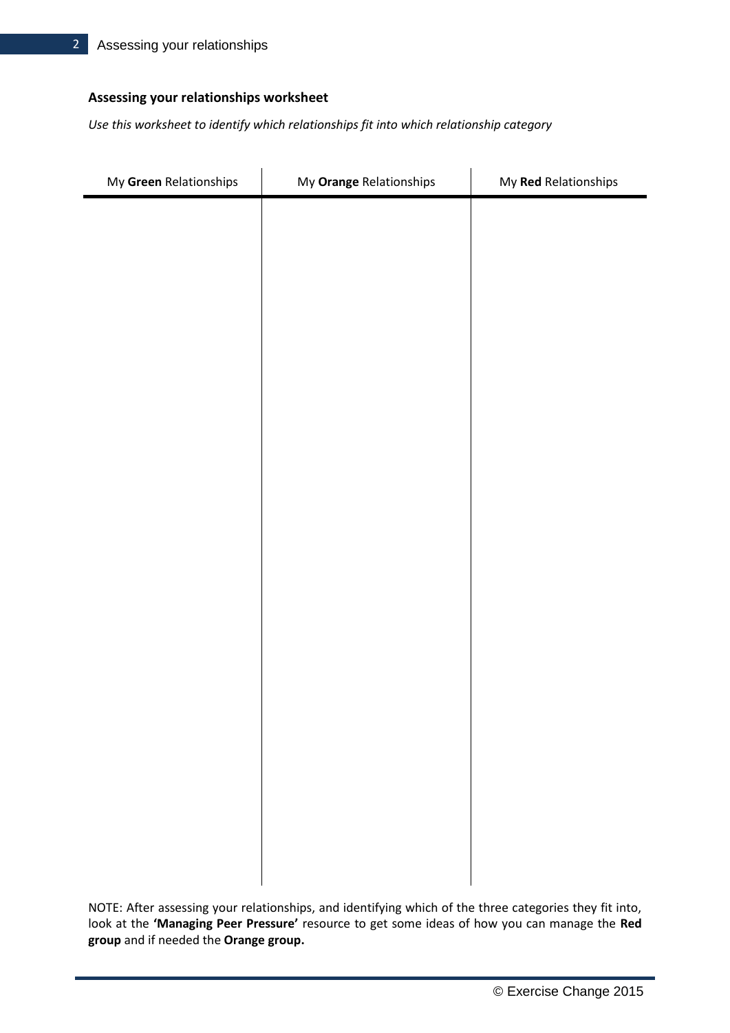**Assessing your relationships worksheet**

*Use this worksheet to identify which relationships fit into which relationship category*

| My **Green** Relationships | My **Orange** Relationships | My **Red** Relationships |
|---|---|---|
| | | |

NOTE: After assessing your relationships, and identifying which of the three categories they fit into, look at the **'Managing Peer Pressure'** resource to get some ideas of how you can manage the **Red group** and if needed the **Orange group.**

© Exercise Change 2015